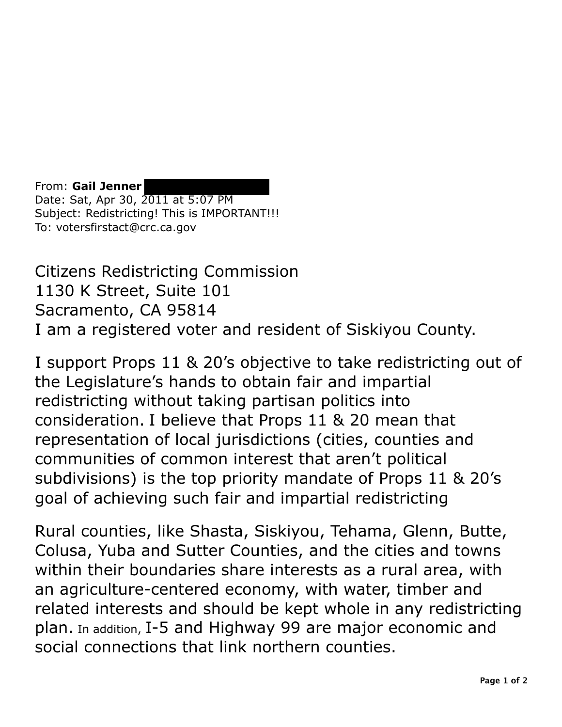From: **Gail Jenner**
Date: Sat, Apr 30, 2011 at 5:07 PM
Subject: Redistricting! This is IMPORTANT!!!
To: votersfirstact@crc.ca.gov

Citizens Redistricting Commission
1130 K Street, Suite 101
Sacramento, CA 95814
I am a registered voter and resident of Siskiyou County.

I support Props 11 & 20's objective to take redistricting out of the Legislature's hands to obtain fair and impartial redistricting without taking partisan politics into consideration. I believe that Props 11 & 20 mean that representation of local jurisdictions (cities, counties and communities of common interest that aren't political subdivisions) is the top priority mandate of Props 11 & 20's goal of achieving such fair and impartial redistricting

Rural counties, like Shasta, Siskiyou, Tehama, Glenn, Butte, Colusa, Yuba and Sutter Counties, and the cities and towns within their boundaries share interests as a rural area, with an agriculture-centered economy, with water, timber and related interests and should be kept whole in any redistricting plan. In addition, I-5 and Highway 99 are major economic and social connections that link northern counties.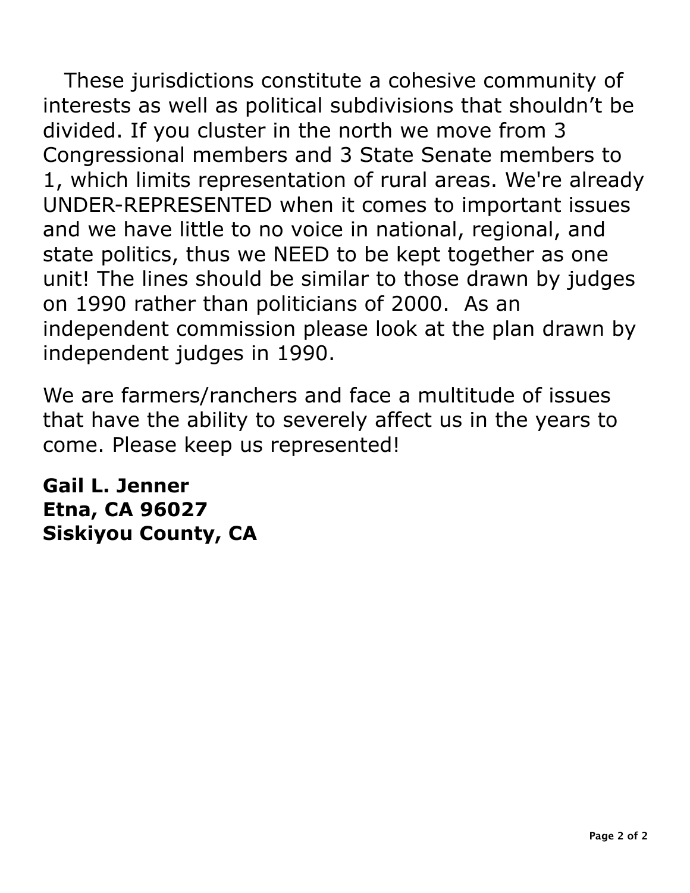These jurisdictions constitute a cohesive community of interests as well as political subdivisions that shouldn't be divided. If you cluster in the north we move from 3 Congressional members and 3 State Senate members to 1, which limits representation of rural areas. We're already UNDER-REPRESENTED when it comes to important issues and we have little to no voice in national, regional, and state politics, thus we NEED to be kept together as one unit! The lines should be similar to those drawn by judges on 1990 rather than politicians of 2000.  As an independent commission please look at the plan drawn by independent judges in 1990.

We are farmers/ranchers and face a multitude of issues that have the ability to severely affect us in the years to come. Please keep us represented!

**Gail L. Jenner**
**Etna, CA 96027**
**Siskiyou County, CA**